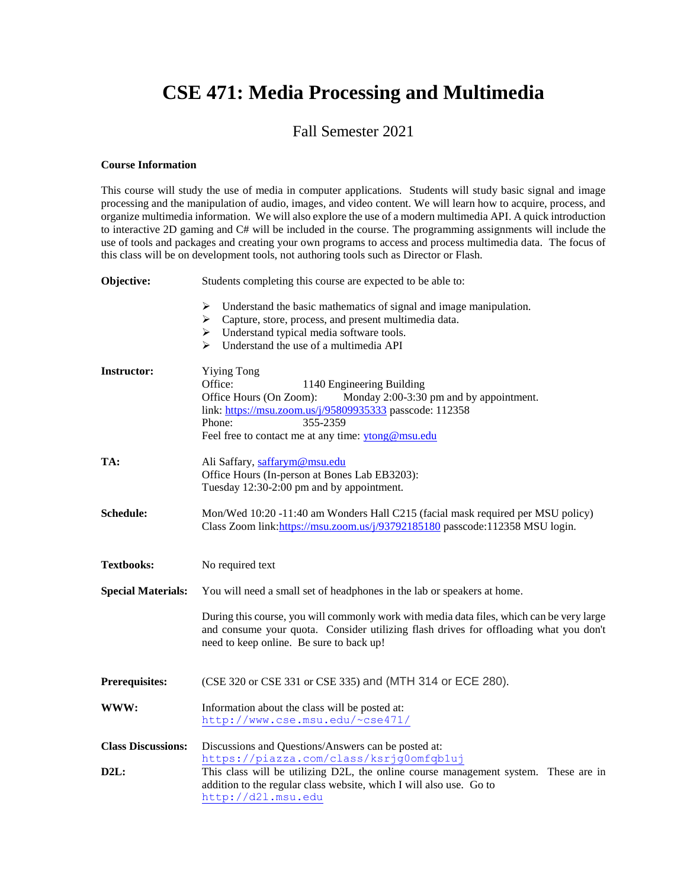# CSE 471: Media Processing and Multimedia

## Fall Semester 2021

**Course Information**

This course will study the use of media in computer applications. Students will study basic signal and image processing and the manipulation of audio, images, and video content. We will learn how to acquire, process, and organize multimedia information. We will also explore the use of a modern multimedia API. A quick introduction to interactive 2D gaming and C# will be included in the course. The programming assignments will include the use of tools and packages and creating your own programs to access and process multimedia data. The focus of this class will be on development tools, not authoring tools such as Director or Flash.

**Objective:** Students completing this course are expected to be able to:

- Understand the basic mathematics of signal and image manipulation.
- Capture, store, process, and present multimedia data.
- Understand typical media software tools.
- Understand the use of a multimedia API

**Instructor:** Yiying Tong
Office: 1140 Engineering Building
Office Hours (On Zoom): Monday 2:00-3:30 pm and by appointment.
link: https://msu.zoom.us/j/95809935333 passcode: 112358
Phone: 355-2359
Feel free to contact me at any time: ytong@msu.edu

**TA:** Ali Saffary, saffarym@msu.edu
Office Hours (In-person at Bones Lab EB3203):
Tuesday 12:30-2:00 pm and by appointment.

**Schedule:** Mon/Wed 10:20 -11:40 am Wonders Hall C215 (facial mask required per MSU policy)
Class Zoom link:https://msu.zoom.us/j/93792185180 passcode:112358 MSU login.

**Textbooks:** No required text

**Special Materials:** You will need a small set of headphones in the lab or speakers at home.

During this course, you will commonly work with media data files, which can be very large and consume your quota. Consider utilizing flash drives for offloading what you don't need to keep online. Be sure to back up!

**Prerequisites:** (CSE 320 or CSE 331 or CSE 335) and (MTH 314 or ECE 280).

**WWW:** Information about the class will be posted at:
http://www.cse.msu.edu/~cse471/

**Class Discussions:** Discussions and Questions/Answers can be posted at:
https://piazza.com/class/ksrjg0omfqb1uj

**D2L:** This class will be utilizing D2L, the online course management system. These are in addition to the regular class website, which I will also use. Go to
http://d2l.msu.edu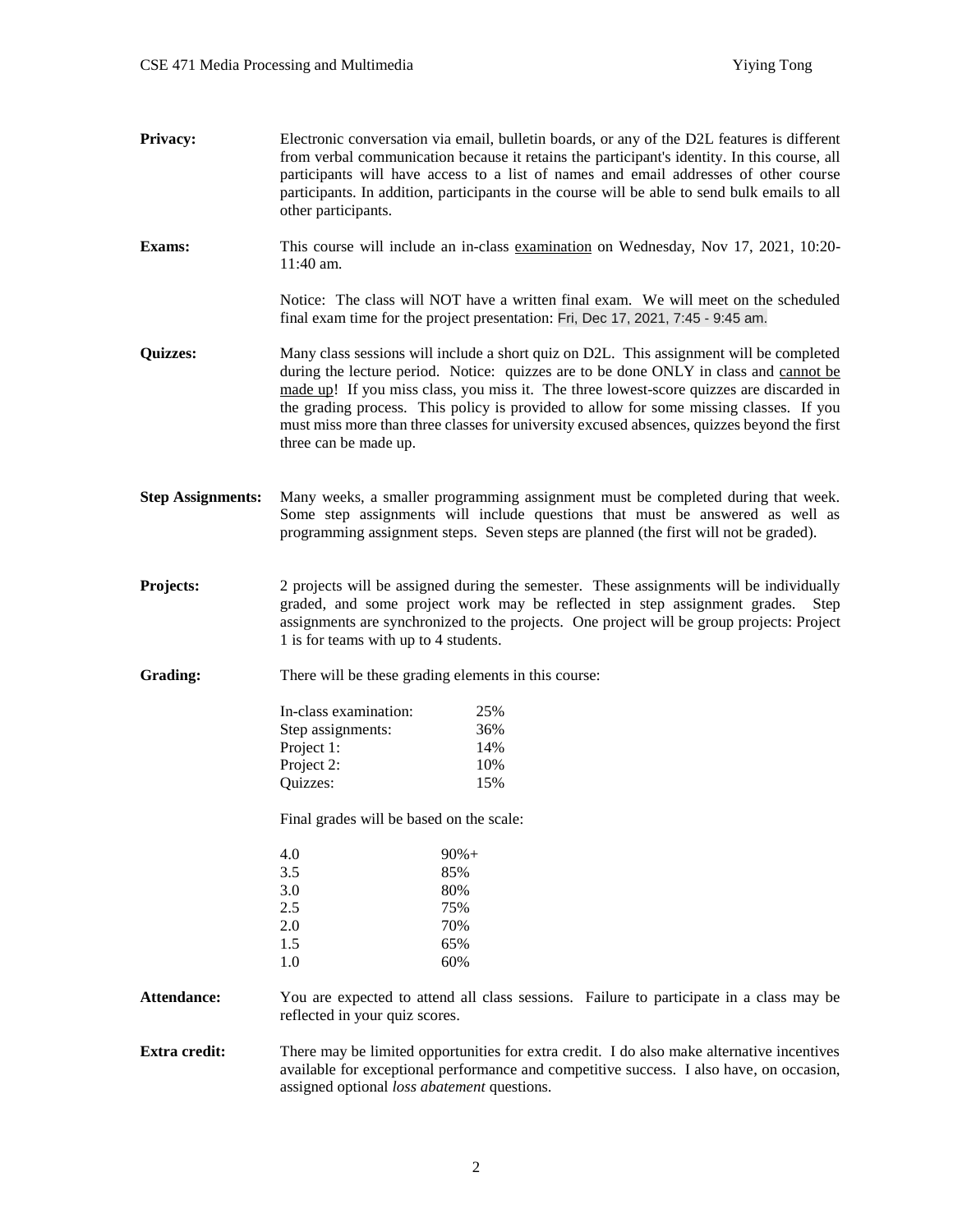**Privacy:** Electronic conversation via email, bulletin boards, or any of the D2L features is different from verbal communication because it retains the participant's identity. In this course, all participants will have access to a list of names and email addresses of other course participants. In addition, participants in the course will be able to send bulk emails to all other participants.

**Exams:** This course will include an in-class examination on Wednesday, Nov 17, 2021, 10:20-11:40 am.

Notice: The class will NOT have a written final exam. We will meet on the scheduled final exam time for the project presentation: Fri, Dec 17, 2021, 7:45 - 9:45 am.

**Quizzes:** Many class sessions will include a short quiz on D2L. This assignment will be completed during the lecture period. Notice: quizzes are to be done ONLY in class and cannot be made up! If you miss class, you miss it. The three lowest-score quizzes are discarded in the grading process. This policy is provided to allow for some missing classes. If you must miss more than three classes for university excused absences, quizzes beyond the first three can be made up.

**Step Assignments:** Many weeks, a smaller programming assignment must be completed during that week. Some step assignments will include questions that must be answered as well as programming assignment steps. Seven steps are planned (the first will not be graded).

**Projects:** 2 projects will be assigned during the semester. These assignments will be individually graded, and some project work may be reflected in step assignment grades. Step assignments are synchronized to the projects. One project will be group projects: Project 1 is for teams with up to 4 students.

**Grading:** There will be these grading elements in this course:

| | |
|---|---|
| In-class examination: | 25% |
| Step assignments: | 36% |
| Project 1: | 14% |
| Project 2: | 10% |
| Quizzes: | 15% |

Final grades will be based on the scale:

| | |
|---|---|
| 4.0 | 90%+ |
| 3.5 | 85% |
| 3.0 | 80% |
| 2.5 | 75% |
| 2.0 | 70% |
| 1.5 | 65% |
| 1.0 | 60% |

**Attendance:** You are expected to attend all class sessions. Failure to participate in a class may be reflected in your quiz scores.

**Extra credit:** There may be limited opportunities for extra credit. I do also make alternative incentives available for exceptional performance and competitive success. I also have, on occasion, assigned optional *loss abatement* questions.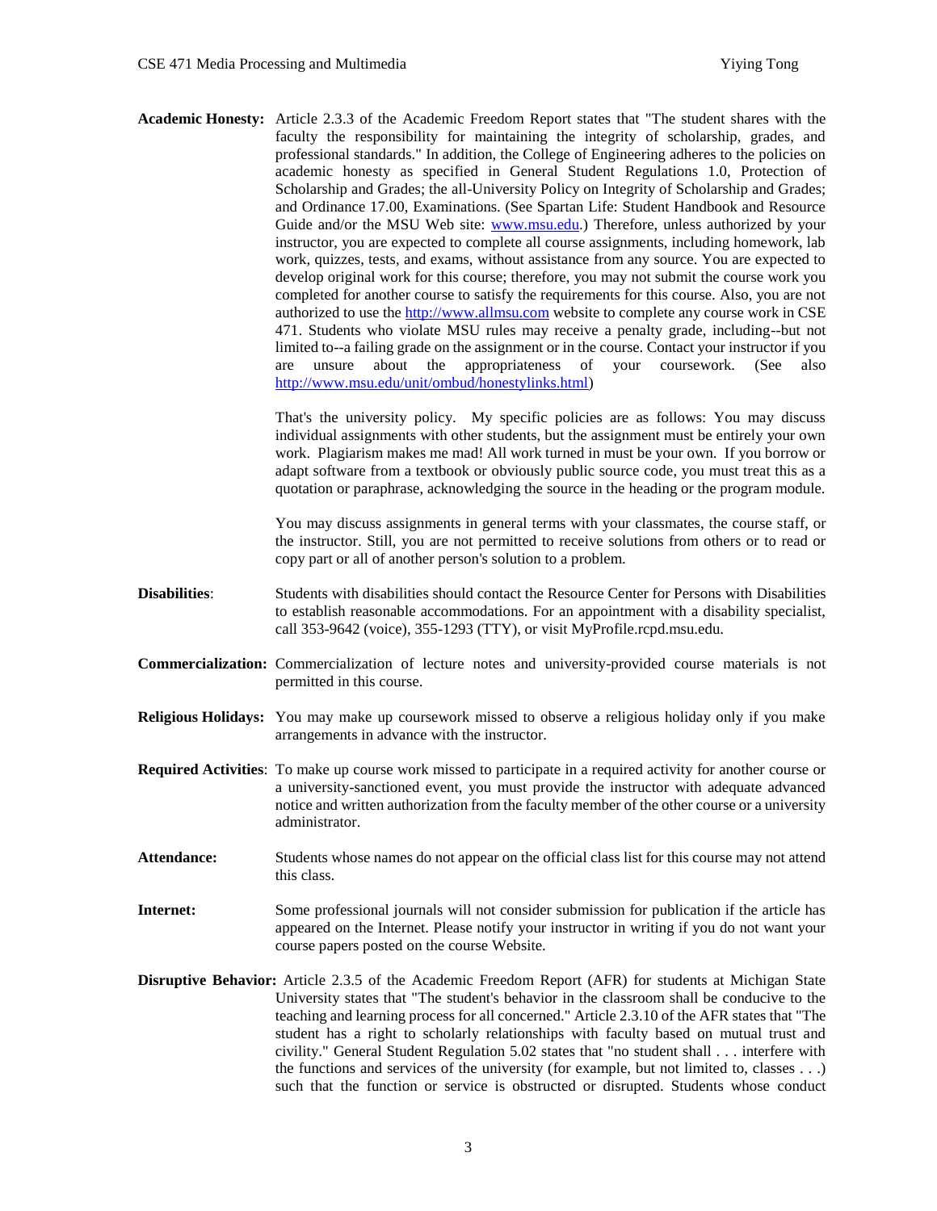**Academic Honesty:** Article 2.3.3 of the Academic Freedom Report states that "The student shares with the faculty the responsibility for maintaining the integrity of scholarship, grades, and professional standards." In addition, the College of Engineering adheres to the policies on academic honesty as specified in General Student Regulations 1.0, Protection of Scholarship and Grades; the all-University Policy on Integrity of Scholarship and Grades; and Ordinance 17.00, Examinations. (See Spartan Life: Student Handbook and Resource Guide and/or the MSU Web site: [www.msu.edu](www.msu.edu).) Therefore, unless authorized by your instructor, you are expected to complete all course assignments, including homework, lab work, quizzes, tests, and exams, without assistance from any source. You are expected to develop original work for this course; therefore, you may not submit the course work you completed for another course to satisfy the requirements for this course. Also, you are not authorized to use the [http://www.allmsu.com](http://www.allmsu.com) website to complete any course work in CSE 471. Students who violate MSU rules may receive a penalty grade, including--but not limited to--a failing grade on the assignment or in the course. Contact your instructor if you are unsure about the appropriateness of your coursework. (See also [http://www.msu.edu/unit/ombud/honestylinks.html](http://www.msu.edu/unit/ombud/honestylinks.html))

That's the university policy. My specific policies are as follows: You may discuss individual assignments with other students, but the assignment must be entirely your own work. Plagiarism makes me mad! All work turned in must be your own. If you borrow or adapt software from a textbook or obviously public source code, you must treat this as a quotation or paraphrase, acknowledging the source in the heading or the program module.

You may discuss assignments in general terms with your classmates, the course staff, or the instructor. Still, you are not permitted to receive solutions from others or to read or copy part or all of another person's solution to a problem.

**Disabilities**: Students with disabilities should contact the Resource Center for Persons with Disabilities to establish reasonable accommodations. For an appointment with a disability specialist, call 353-9642 (voice), 355-1293 (TTY), or visit MyProfile.rcpd.msu.edu.

**Commercialization:** Commercialization of lecture notes and university-provided course materials is not permitted in this course.

**Religious Holidays:** You may make up coursework missed to observe a religious holiday only if you make arrangements in advance with the instructor.

**Required Activities**: To make up course work missed to participate in a required activity for another course or a university-sanctioned event, you must provide the instructor with adequate advanced notice and written authorization from the faculty member of the other course or a university administrator.

**Attendance:** Students whose names do not appear on the official class list for this course may not attend this class.

**Internet:** Some professional journals will not consider submission for publication if the article has appeared on the Internet. Please notify your instructor in writing if you do not want your course papers posted on the course Website.

**Disruptive Behavior:** Article 2.3.5 of the Academic Freedom Report (AFR) for students at Michigan State University states that "The student's behavior in the classroom shall be conducive to the teaching and learning process for all concerned." Article 2.3.10 of the AFR states that "The student has a right to scholarly relationships with faculty based on mutual trust and civility." General Student Regulation 5.02 states that "no student shall . . . interfere with the functions and services of the university (for example, but not limited to, classes . . .) such that the function or service is obstructed or disrupted. Students whose conduct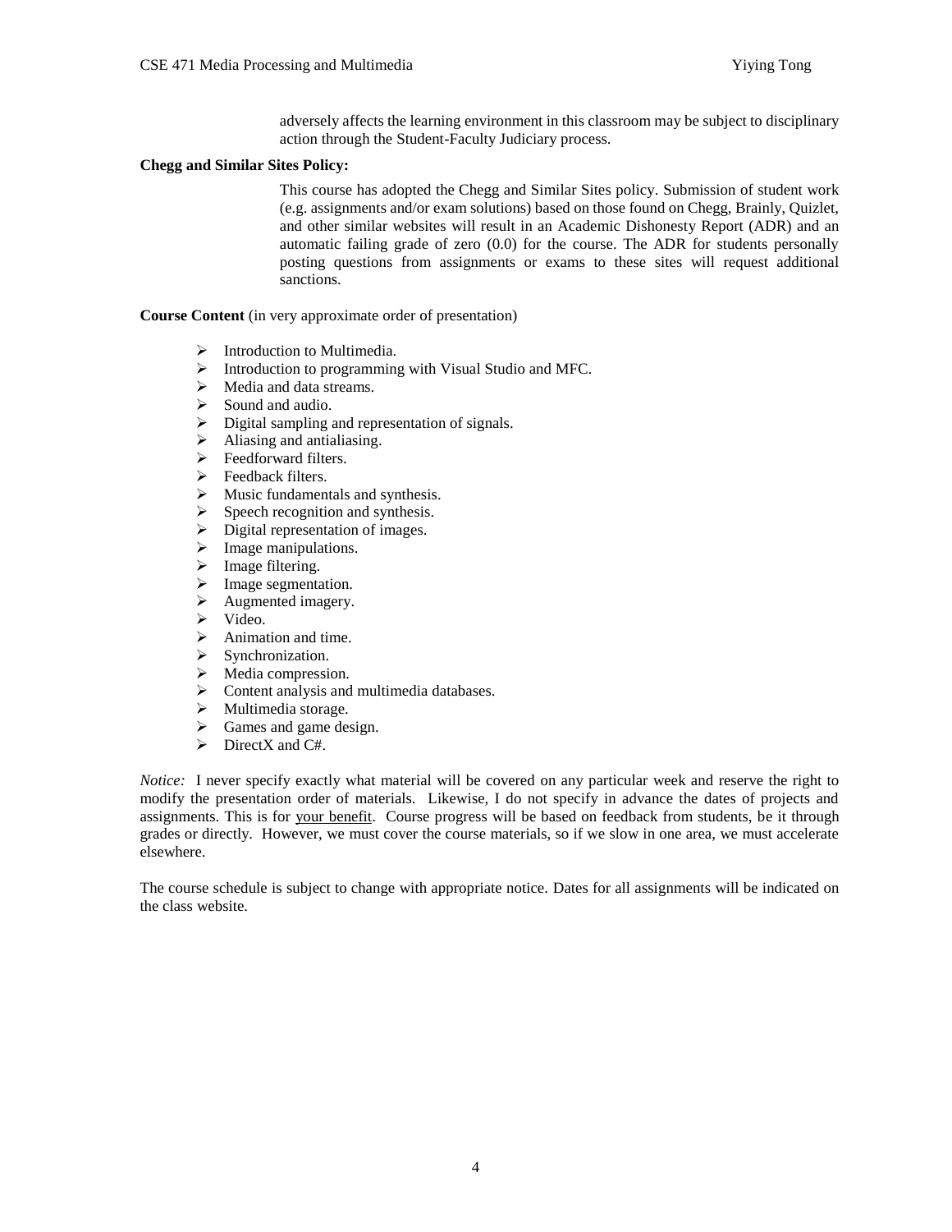adversely affects the learning environment in this classroom may be subject to disciplinary action through the Student-Faculty Judiciary process.

**Chegg and Similar Sites Policy:**

This course has adopted the Chegg and Similar Sites policy. Submission of student work (e.g. assignments and/or exam solutions) based on those found on Chegg, Brainly, Quizlet, and other similar websites will result in an Academic Dishonesty Report (ADR) and an automatic failing grade of zero (0.0) for the course. The ADR for students personally posting questions from assignments or exams to these sites will request additional sanctions.

**Course Content** (in very approximate order of presentation)

- Introduction to Multimedia.
- Introduction to programming with Visual Studio and MFC.
- Media and data streams.
- Sound and audio.
- Digital sampling and representation of signals.
- Aliasing and antialiasing.
- Feedforward filters.
- Feedback filters.
- Music fundamentals and synthesis.
- Speech recognition and synthesis.
- Digital representation of images.
- Image manipulations.
- Image filtering.
- Image segmentation.
- Augmented imagery.
- Video.
- Animation and time.
- Synchronization.
- Media compression.
- Content analysis and multimedia databases.
- Multimedia storage.
- Games and game design.
- DirectX and C#.

*Notice:* I never specify exactly what material will be covered on any particular week and reserve the right to modify the presentation order of materials. Likewise, I do not specify in advance the dates of projects and assignments. This is for <u>your benefit</u>. Course progress will be based on feedback from students, be it through grades or directly. However, we must cover the course materials, so if we slow in one area, we must accelerate elsewhere.

The course schedule is subject to change with appropriate notice. Dates for all assignments will be indicated on the class website.